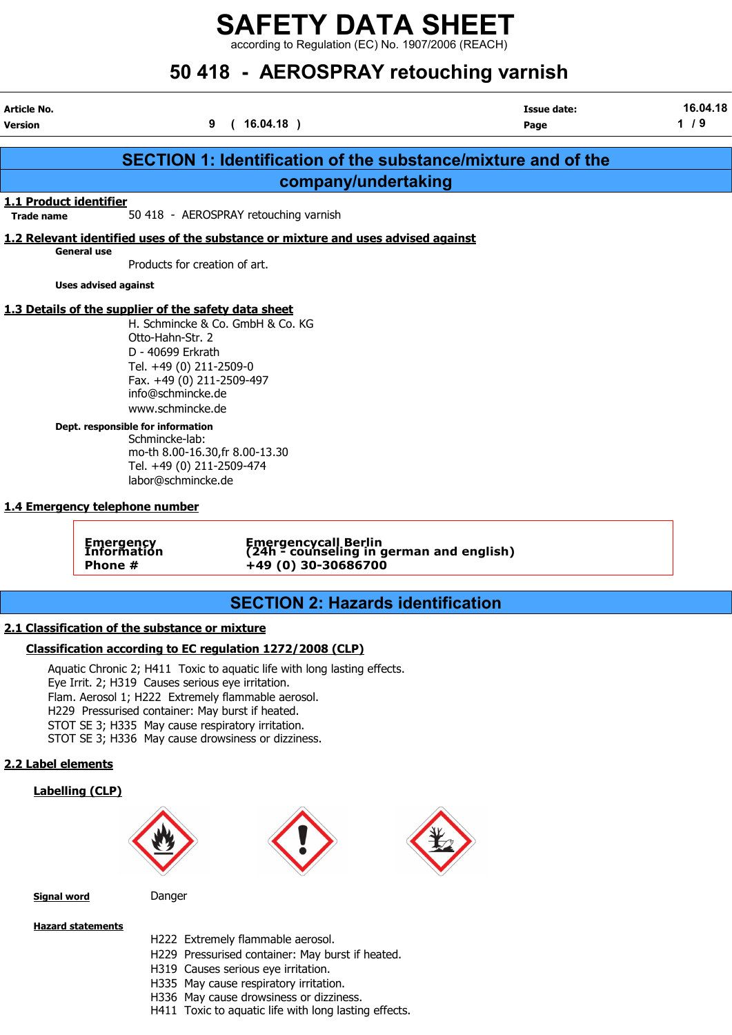# SAFETY DATA SHEET

according to Regulation (EC) No. 1907/2006 (REACH)

# 50 418 - AEROSPRAY retouching varnish

| | | | |
|---|---|---|---|
| **Article No.** | | **Issue date:** | 16.04.18 |
| **Version** | 9 ( 16.04.18 ) | **Page** | 1 / 9 |

## SECTION 1: Identification of the substance/mixture and of the company/undertaking

### 1.1 Product identifier

**Trade name** 50 418 - AEROSPRAY retouching varnish

### 1.2 Relevant identified uses of the substance or mixture and uses advised against

**General use**

Products for creation of art.

**Uses advised against**

### 1.3 Details of the supplier of the safety data sheet

H. Schmincke & Co. GmbH & Co. KG
Otto-Hahn-Str. 2
D - 40699 Erkrath
Tel. +49 (0) 211-2509-0
Fax. +49 (0) 211-2509-497
info@schmincke.de
www.schmincke.de

**Dept. responsible for information**

Schmincke-lab:
mo-th 8.00-16.30,fr 8.00-13.30
Tel. +49 (0) 211-2509-474
labor@schmincke.de

### 1.4 Emergency telephone number

| | |
|---|---|
| **Emergency Information** | **Emergencycall Berlin (24h - counseling in german and english)** |
| **Phone #** | **+49 (0) 30-30686700** |

## SECTION 2: Hazards identification

### 2.1 Classification of the substance or mixture

#### Classification according to EC regulation 1272/2008 (CLP)

Aquatic Chronic 2; H411 Toxic to aquatic life with long lasting effects.
Eye Irrit. 2; H319 Causes serious eye irritation.
Flam. Aerosol 1; H222 Extremely flammable aerosol.
H229 Pressurised container: May burst if heated.
STOT SE 3; H335 May cause respiratory irritation.
STOT SE 3; H336 May cause drowsiness or dizziness.

### 2.2 Label elements

#### Labelling (CLP)

**Signal word** Danger

**Hazard statements**

H222 Extremely flammable aerosol.
H229 Pressurised container: May burst if heated.
H319 Causes serious eye irritation.
H335 May cause respiratory irritation.
H336 May cause drowsiness or dizziness.
H411 Toxic to aquatic life with long lasting effects.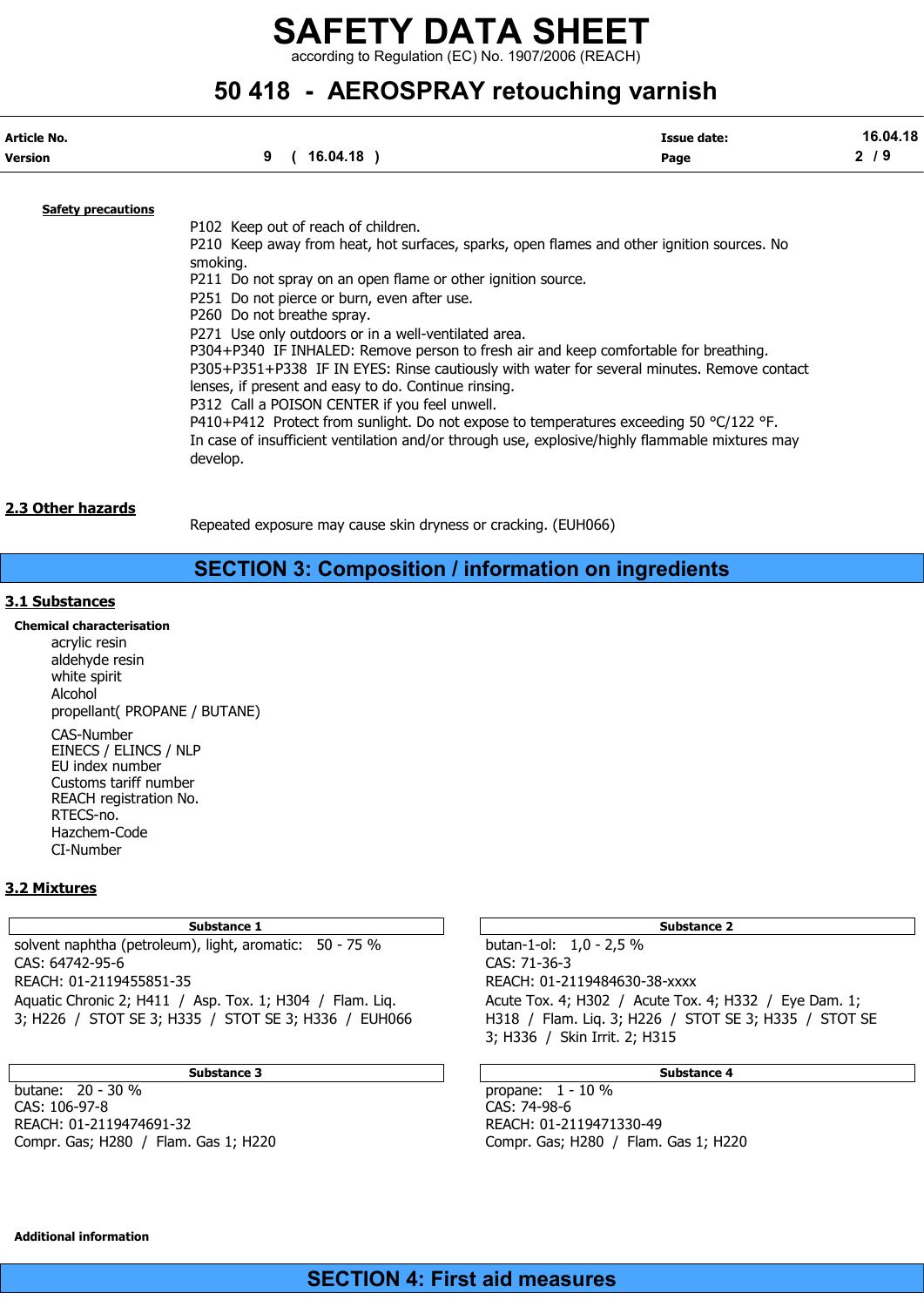**Safety precautions**

P102 Keep out of reach of children.
P210 Keep away from heat, hot surfaces, sparks, open flames and other ignition sources. No smoking.
P211 Do not spray on an open flame or other ignition source.
P251 Do not pierce or burn, even after use.
P260 Do not breathe spray.
P271 Use only outdoors or in a well-ventilated area.
P304+P340 IF INHALED: Remove person to fresh air and keep comfortable for breathing.
P305+P351+P338 IF IN EYES: Rinse cautiously with water for several minutes. Remove contact lenses, if present and easy to do. Continue rinsing.
P312 Call a POISON CENTER if you feel unwell.
P410+P412 Protect from sunlight. Do not expose to temperatures exceeding 50 °C/122 °F.
In case of insufficient ventilation and/or through use, explosive/highly flammable mixtures may develop.

## 2.3 Other hazards

Repeated exposure may cause skin dryness or cracking. (EUH066)

# SECTION 3: Composition / information on ingredients

## 3.1 Substances

**Chemical characterisation**

acrylic resin
aldehyde resin
white spirit
Alcohol
propellant( PROPANE / BUTANE)

CAS-Number
EINECS / ELINCS / NLP
EU index number
Customs tariff number
REACH registration No.
RTECS-no.
Hazchem-Code
CI-Number

## 3.2 Mixtures

| Substance 1 |
|---|
| solvent naphtha (petroleum), light, aromatic: 50 - 75 % |
| CAS: 64742-95-6 |
| REACH: 01-2119455851-35 |
| Aquatic Chronic 2; H411 / Asp. Tox. 1; H304 / Flam. Liq. 3; H226 / STOT SE 3; H335 / STOT SE 3; H336 / EUH066 |

| Substance 2 |
|---|
| butan-1-ol: 1,0 - 2,5 % |
| CAS: 71-36-3 |
| REACH: 01-2119484630-38-xxxx |
| Acute Tox. 4; H302 / Acute Tox. 4; H332 / Eye Dam. 1; H318 / Flam. Liq. 3; H226 / STOT SE 3; H335 / STOT SE 3; H336 / Skin Irrit. 2; H315 |

| Substance 3 |
|---|
| butane: 20 - 30 % |
| CAS: 106-97-8 |
| REACH: 01-2119474691-32 |
| Compr. Gas; H280 / Flam. Gas 1; H220 |

| Substance 4 |
|---|
| propane: 1 - 10 % |
| CAS: 74-98-6 |
| REACH: 01-2119471330-49 |
| Compr. Gas; H280 / Flam. Gas 1; H220 |

**Additional information**

# SECTION 4: First aid measures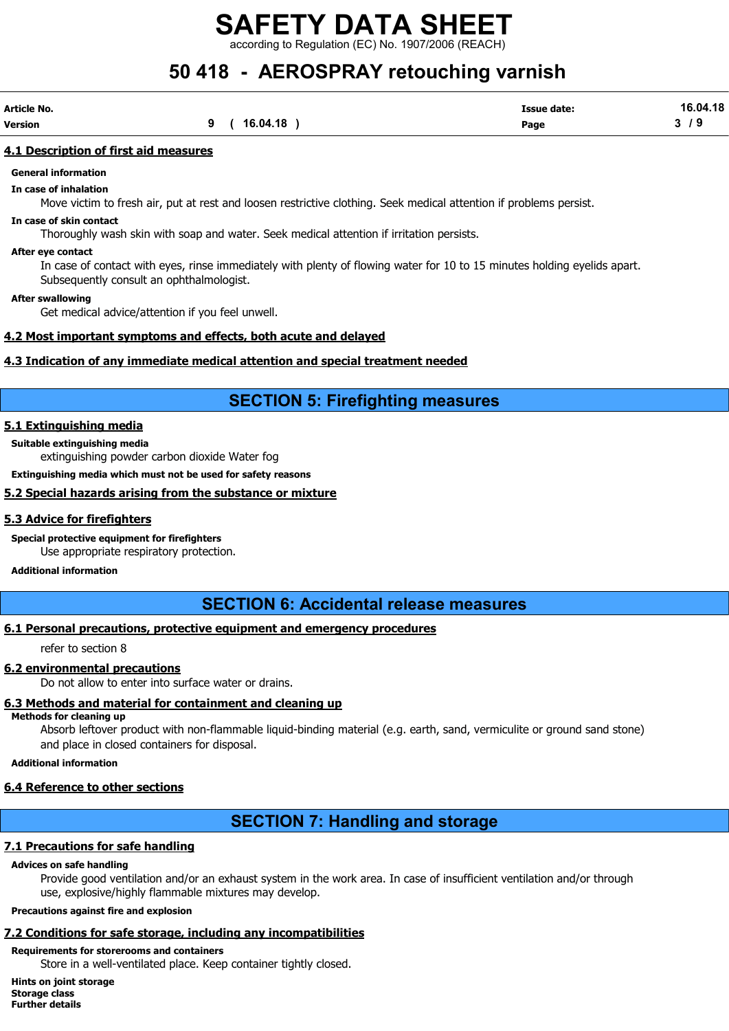## 4.1 Description of first aid measures

**General information**

**In case of inhalation**

Move victim to fresh air, put at rest and loosen restrictive clothing. Seek medical attention if problems persist.

**In case of skin contact**

Thoroughly wash skin with soap and water. Seek medical attention if irritation persists.

**After eye contact**

In case of contact with eyes, rinse immediately with plenty of flowing water for 10 to 15 minutes holding eyelids apart. Subsequently consult an ophthalmologist.

**After swallowing**

Get medical advice/attention if you feel unwell.

## 4.2 Most important symptoms and effects, both acute and delayed

## 4.3 Indication of any immediate medical attention and special treatment needed

# SECTION 5: Firefighting measures

## 5.1 Extinguishing media

**Suitable extinguishing media**

extinguishing powder carbon dioxide Water fog

**Extinguishing media which must not be used for safety reasons**

## 5.2 Special hazards arising from the substance or mixture

## 5.3 Advice for firefighters

**Special protective equipment for firefighters**

Use appropriate respiratory protection.

**Additional information**

# SECTION 6: Accidental release measures

## 6.1 Personal precautions, protective equipment and emergency procedures

refer to section 8

## 6.2 environmental precautions

Do not allow to enter into surface water or drains.

## 6.3 Methods and material for containment and cleaning up

**Methods for cleaning up**

Absorb leftover product with non-flammable liquid-binding material (e.g. earth, sand, vermiculite or ground sand stone) and place in closed containers for disposal.

**Additional information**

## 6.4 Reference to other sections

# SECTION 7: Handling and storage

## 7.1 Precautions for safe handling

**Advices on safe handling**

Provide good ventilation and/or an exhaust system in the work area. In case of insufficient ventilation and/or through use, explosive/highly flammable mixtures may develop.

**Precautions against fire and explosion**

## 7.2 Conditions for safe storage, including any incompatibilities

**Requirements for storerooms and containers**

Store in a well-ventilated place. Keep container tightly closed.

**Hints on joint storage**

**Storage class**

**Further details**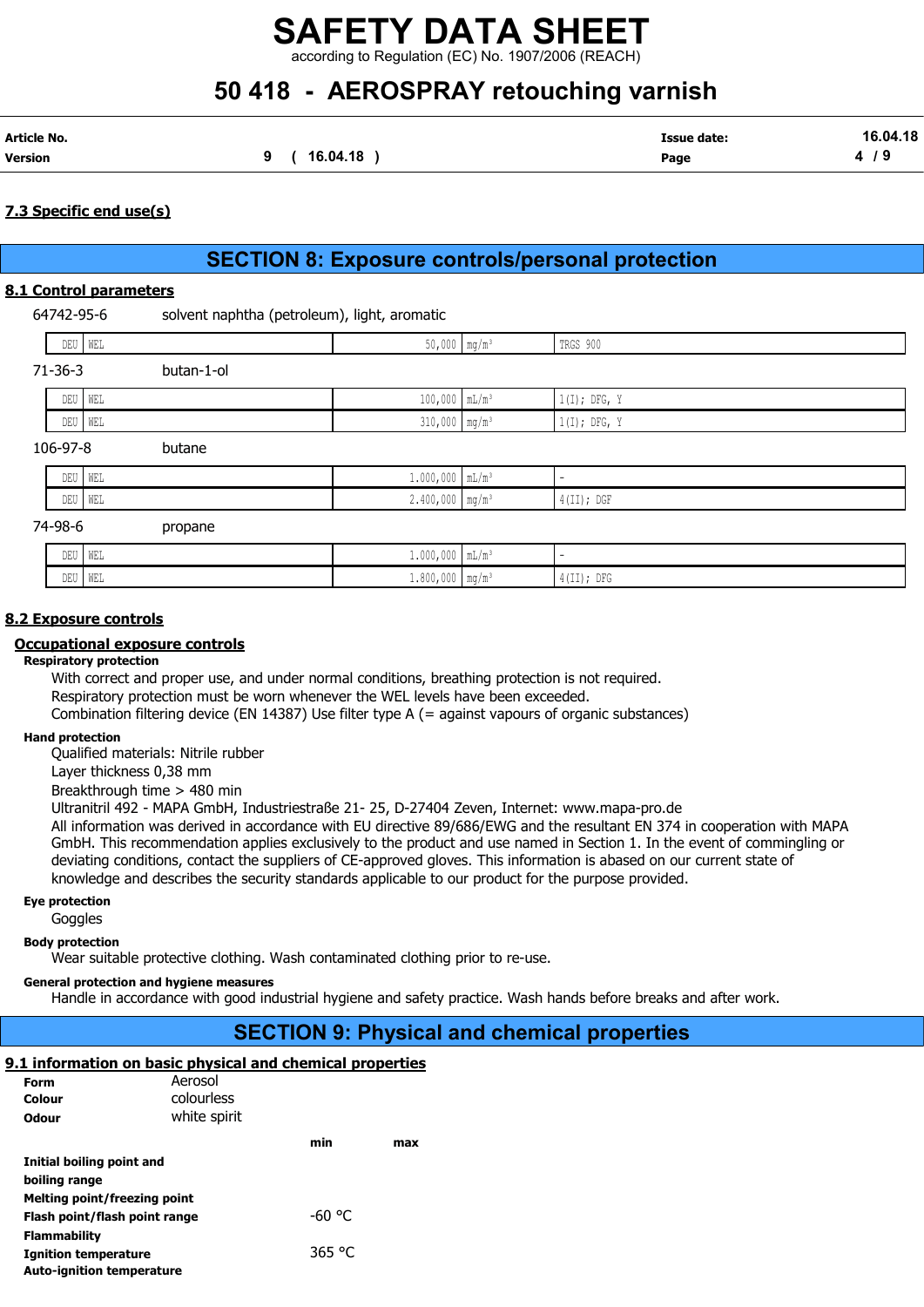### 7.3 Specific end use(s)

## SECTION 8: Exposure controls/personal protection

### 8.1 Control parameters

64742-95-6 solvent naphtha (petroleum), light, aromatic

| | | | | |
|---|---|---|---|---|
| DEU | WEL | 50,000 | mg/m³ | TRGS 900 |

71-36-3 butan-1-ol

| | | | | |
|---|---|---|---|---|
| DEU | WEL | 100,000 | mL/m³ | 1(I); DFG, Y |
| DEU | WEL | 310,000 | mg/m³ | 1(I); DFG, Y |

106-97-8 butane

| | | | | |
|---|---|---|---|---|
| DEU | WEL | 1.000,000 | mL/m³ | - |
| DEU | WEL | 2.400,000 | mg/m³ | 4(II); DGF |

74-98-6 propane

| | | | | |
|---|---|---|---|---|
| DEU | WEL | 1.000,000 | mL/m³ | - |
| DEU | WEL | 1.800,000 | mg/m³ | 4(II); DFG |

### 8.2 Exposure controls

#### Occupational exposure controls

**Respiratory protection**

With correct and proper use, and under normal conditions, breathing protection is not required.
Respiratory protection must be worn whenever the WEL levels have been exceeded.
Combination filtering device (EN 14387) Use filter type A (= against vapours of organic substances)

**Hand protection**

Qualified materials: Nitrile rubber
Layer thickness 0,38 mm
Breakthrough time > 480 min
Ultranitril 492 - MAPA GmbH, Industriestraße 21- 25, D-27404 Zeven, Internet: www.mapa-pro.de
All information was derived in accordance with EU directive 89/686/EWG and the resultant EN 374 in cooperation with MAPA GmbH. This recommendation applies exclusively to the product and use named in Section 1. In the event of commingling or deviating conditions, contact the suppliers of CE-approved gloves. This information is abased on our current state of knowledge and describes the security standards applicable to our product for the purpose provided.

**Eye protection**

Goggles

**Body protection**

Wear suitable protective clothing. Wash contaminated clothing prior to re-use.

**General protection and hygiene measures**

Handle in accordance with good industrial hygiene and safety practice. Wash hands before breaks and after work.

## SECTION 9: Physical and chemical properties

### 9.1 information on basic physical and chemical properties

**Form** Aerosol
**Colour** colourless
**Odour** white spirit

| | min | max |
|---|---|---|
| **Initial boiling point and boiling range** | | |
| **Melting point/freezing point** | | |
| **Flash point/flash point range** | -60 °C | |
| **Flammability** | | |
| **Ignition temperature** | 365 °C | |
| **Auto-ignition temperature** | | |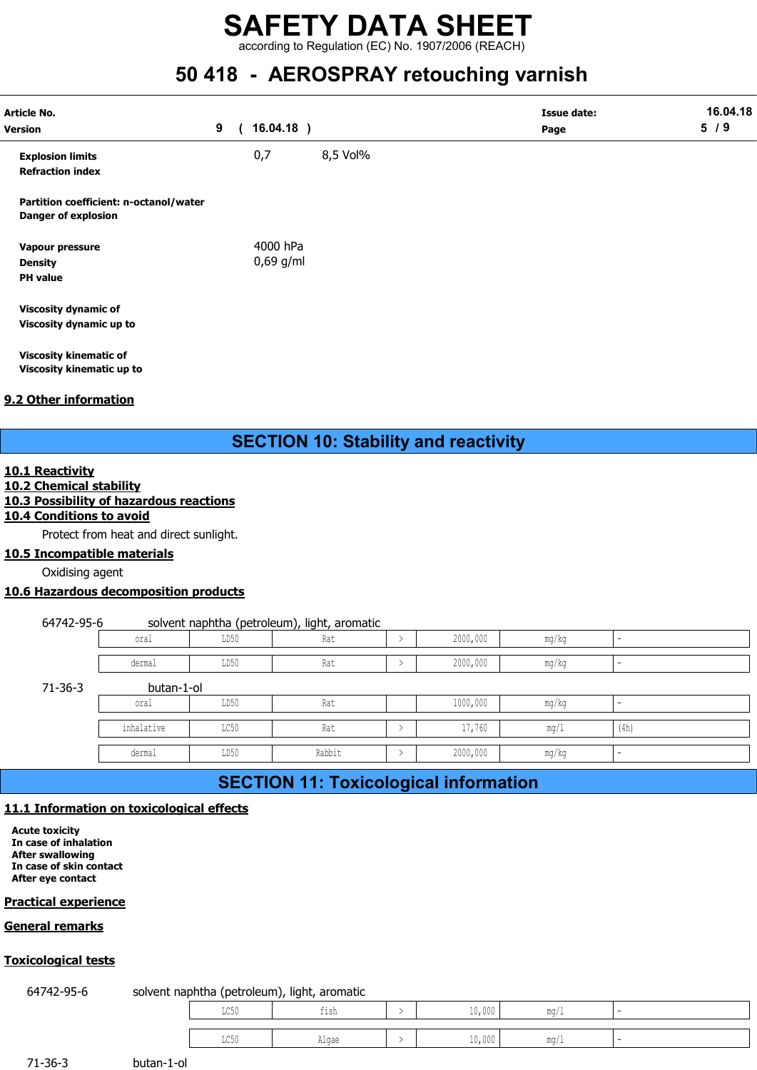| | | |
|---|---|---|
| **Explosion limits** | 0,7 | 8,5 Vol% |
| **Refraction index** | | |
| **Partition coefficient: n-octanol/water** | | |
| **Danger of explosion** | | |
| **Vapour pressure** | 4000 hPa | |
| **Density** | 0,69 g/ml | |
| **PH value** | | |
| **Viscosity dynamic of** | | |
| **Viscosity dynamic up to** | | |
| **Viscosity kinematic of** | | |
| **Viscosity kinematic up to** | | |

## 9.2 Other information

# SECTION 10: Stability and reactivity

## 10.1 Reactivity

## 10.2 Chemical stability

## 10.3 Possibility of hazardous reactions

## 10.4 Conditions to avoid

Protect from heat and direct sunlight.

## 10.5 Incompatible materials

Oxidising agent

## 10.6 Hazardous decomposition products

64742-95-6 solvent naphtha (petroleum), light, aromatic

| | | | | | | |
|---|---|---|---|---|---|---|
| oral | LD50 | Rat | > | 2000,000 | mg/kg | - |
| dermal | LD50 | Rat | > | 2000,000 | mg/kg | - |

71-36-3 butan-1-ol

| | | | | | | |
|---|---|---|---|---|---|---|
| oral | LD50 | Rat | | 1000,000 | mg/kg | - |
| inhalative | LC50 | Rat | > | 17,760 | mg/l | (4h) |
| dermal | LD50 | Rabbit | > | 2000,000 | mg/kg | - |

# SECTION 11: Toxicological information

## 11.1 Information on toxicological effects

**Acute toxicity**
**In case of inhalation**
**After swallowing**
**In case of skin contact**
**After eye contact**

## Practical experience

## General remarks

## Toxicological tests

64742-95-6 solvent naphtha (petroleum), light, aromatic

| | | | | | |
|---|---|---|---|---|---|
| LC50 | fish | > | 10,000 | mg/l | - |
| LC50 | Algae | > | 10,000 | mg/l | - |

71-36-3 butan-1-ol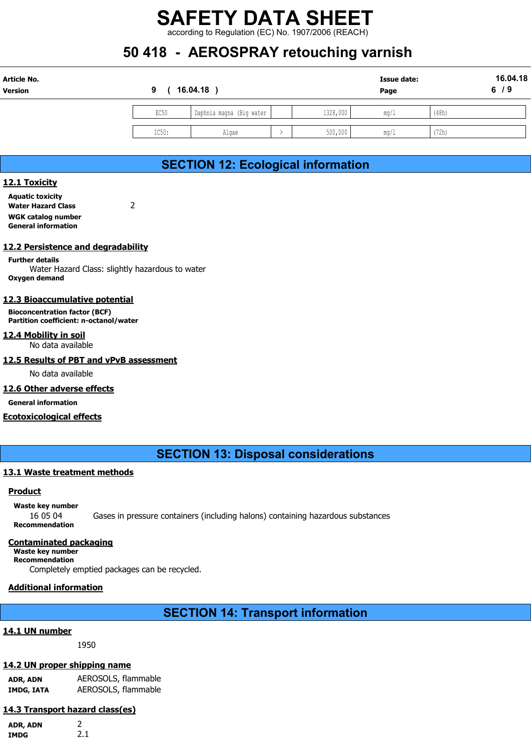| EC50 | Daphnia magna (Big water | | 1328,000 | mg/l | (48h) |
|---|---|---|---|---|---|
| IC50: | Algae | > | 500,000 | mg/l | (72h) |

## SECTION 12: Ecological information

### 12.1 Toxicity

**Aquatic toxicity**
**Water Hazard Class** 2
**WGK catalog number**
**General information**

### 12.2 Persistence and degradability

**Further details**
Water Hazard Class: slightly hazardous to water
**Oxygen demand**

### 12.3 Bioaccumulative potential

**Bioconcentration factor (BCF)**
**Partition coefficient: n-octanol/water**

### 12.4 Mobility in soil

No data available

### 12.5 Results of PBT and vPvB assessment

No data available

### 12.6 Other adverse effects

**General information**

### Ecotoxicological effects

## SECTION 13: Disposal considerations

### 13.1 Waste treatment methods

**Product**

**Waste key number**
16 05 04 Gases in pressure containers (including halons) containing hazardous substances
**Recommendation**

**Contaminated packaging**
**Waste key number**
**Recommendation**
Completely emptied packages can be recycled.

**Additional information**

## SECTION 14: Transport information

### 14.1 UN number

1950

### 14.2 UN proper shipping name

**ADR, ADN** AEROSOLS, flammable
**IMDG, IATA** AEROSOLS, flammable

### 14.3 Transport hazard class(es)

**ADR, ADN** 2
**IMDG** 2.1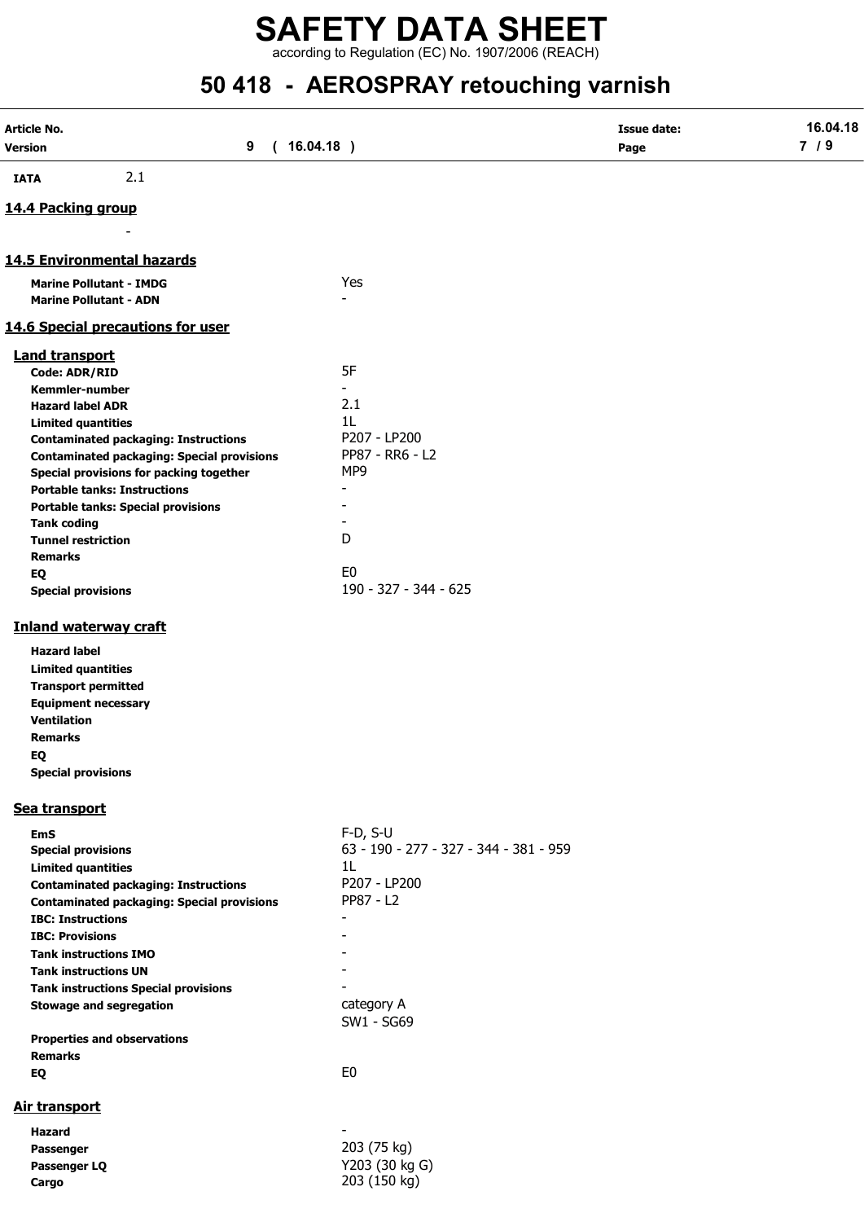| | |
|---|---|
| **IATA** | 2.1 |

## 14.4 Packing group

-

## 14.5 Environmental hazards

| | |
|---|---|
| **Marine Pollutant - IMDG** | Yes |
| **Marine Pollutant - ADN** | - |

## 14.6 Special precautions for user

### Land transport

| | |
|---|---|
| **Code: ADR/RID** | 5F |
| **Kemmler-number** | - |
| **Hazard label ADR** | 2.1 |
| **Limited quantities** | 1L |
| **Contaminated packaging: Instructions** | P207 - LP200 |
| **Contaminated packaging: Special provisions** | PP87 - RR6 - L2 |
| **Special provisions for packing together** | MP9 |
| **Portable tanks: Instructions** | - |
| **Portable tanks: Special provisions** | - |
| **Tank coding** | - |
| **Tunnel restriction** | D |
| **Remarks** | |
| **EQ** | E0 |
| **Special provisions** | 190 - 327 - 344 - 625 |

### Inland waterway craft

| | |
|---|---|
| **Hazard label** | |
| **Limited quantities** | |
| **Transport permitted** | |
| **Equipment necessary** | |
| **Ventilation** | |
| **Remarks** | |
| **EQ** | |
| **Special provisions** | |

### Sea transport

| | |
|---|---|
| **EmS** | F-D, S-U |
| **Special provisions** | 63 - 190 - 277 - 327 - 344 - 381 - 959 |
| **Limited quantities** | 1L |
| **Contaminated packaging: Instructions** | P207 - LP200 |
| **Contaminated packaging: Special provisions** | PP87 - L2 |
| **IBC: Instructions** | - |
| **IBC: Provisions** | - |
| **Tank instructions IMO** | - |
| **Tank instructions UN** | - |
| **Tank instructions Special provisions** | - |
| **Stowage and segregation** | category A<br>SW1 - SG69 |
| **Properties and observations** | |
| **Remarks** | |
| **EQ** | E0 |

### Air transport

| | |
|---|---|
| **Hazard** | - |
| **Passenger** | 203 (75 kg) |
| **Passenger LQ** | Y203 (30 kg G) |
| **Cargo** | 203 (150 kg) |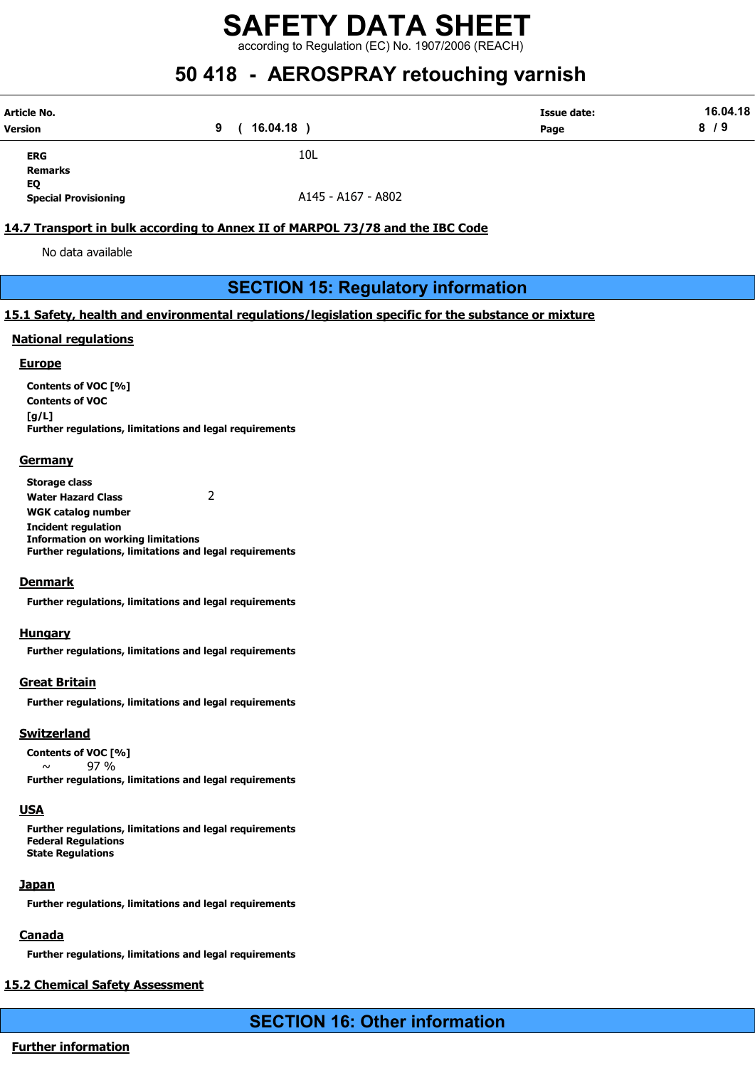| | |
|---|---|
| **ERG** | 10L |
| **Remarks** | |
| **EQ** | |
| **Special Provisioning** | A145 - A167 - A802 |

### 14.7 Transport in bulk according to Annex II of MARPOL 73/78 and the IBC Code

No data available

## SECTION 15: Regulatory information

### 15.1 Safety, health and environmental regulations/legislation specific for the substance or mixture

#### National regulations

##### Europe

**Contents of VOC [%]**
**Contents of VOC [g/L]**
**Further regulations, limitations and legal requirements**

##### Germany

**Storage class**
**Water Hazard Class** 2
**WGK catalog number**
**Incident regulation**
**Information on working limitations**
**Further regulations, limitations and legal requirements**

##### Denmark

**Further regulations, limitations and legal requirements**

##### Hungary

**Further regulations, limitations and legal requirements**

##### Great Britain

**Further regulations, limitations and legal requirements**

##### Switzerland

**Contents of VOC [%]**
~ 97 %
**Further regulations, limitations and legal requirements**

##### USA

**Further regulations, limitations and legal requirements**
**Federal Regulations**
**State Regulations**

##### Japan

**Further regulations, limitations and legal requirements**

##### Canada

**Further regulations, limitations and legal requirements**

### 15.2 Chemical Safety Assessment

## SECTION 16: Other information

#### Further information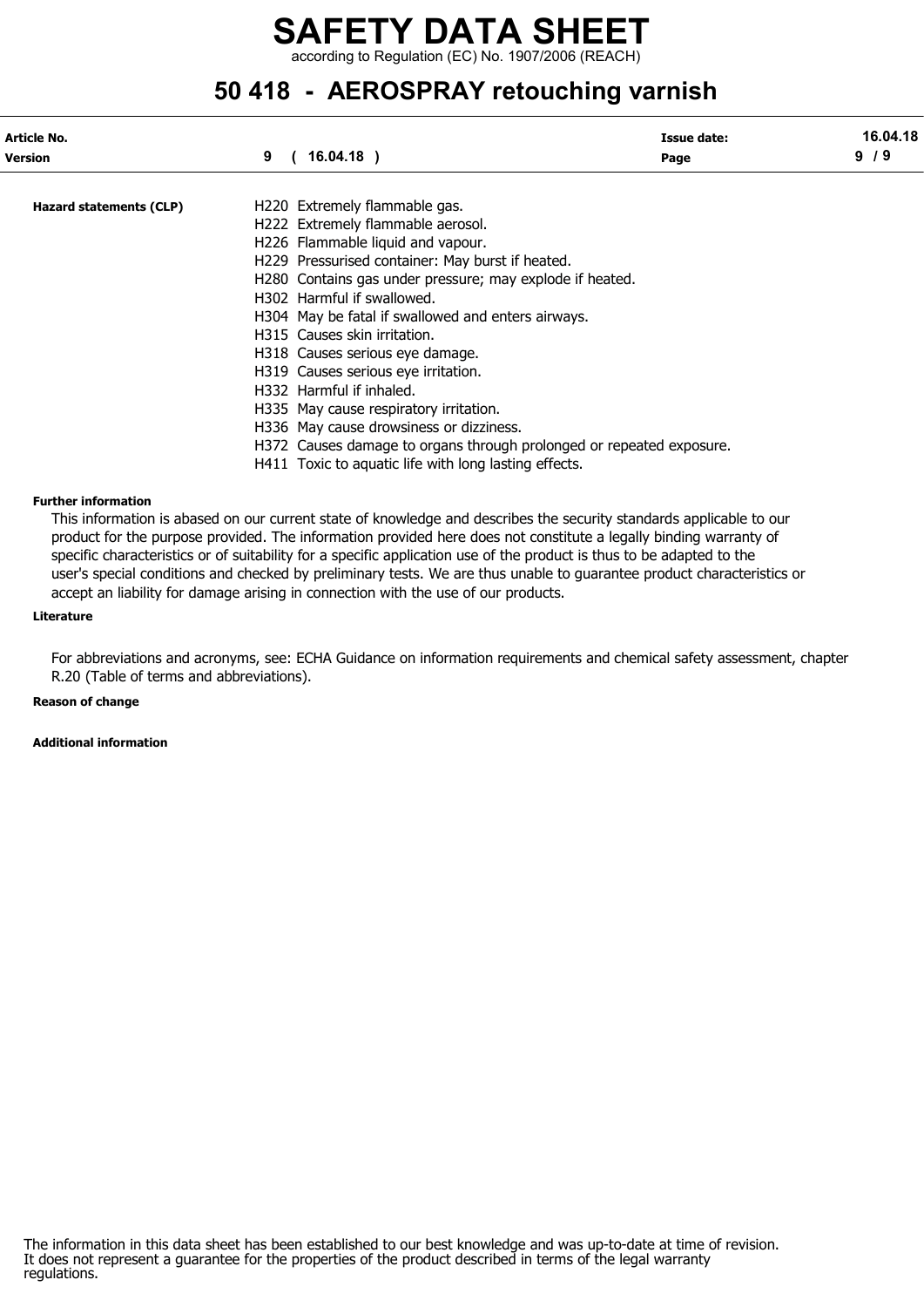**Hazard statements (CLP)**

H220 Extremely flammable gas.
H222 Extremely flammable aerosol.
H226 Flammable liquid and vapour.
H229 Pressurised container: May burst if heated.
H280 Contains gas under pressure; may explode if heated.
H302 Harmful if swallowed.
H304 May be fatal if swallowed and enters airways.
H315 Causes skin irritation.
H318 Causes serious eye damage.
H319 Causes serious eye irritation.
H332 Harmful if inhaled.
H335 May cause respiratory irritation.
H336 May cause drowsiness or dizziness.
H372 Causes damage to organs through prolonged or repeated exposure.
H411 Toxic to aquatic life with long lasting effects.

**Further information**

This information is abased on our current state of knowledge and describes the security standards applicable to our product for the purpose provided. The information provided here does not constitute a legally binding warranty of specific characteristics or of suitability for a specific application use of the product is thus to be adapted to the user's special conditions and checked by preliminary tests. We are thus unable to guarantee product characteristics or accept an liability for damage arising in connection with the use of our products.

**Literature**

For abbreviations and acronyms, see: ECHA Guidance on information requirements and chemical safety assessment, chapter R.20 (Table of terms and abbreviations).

**Reason of change**

**Additional information**